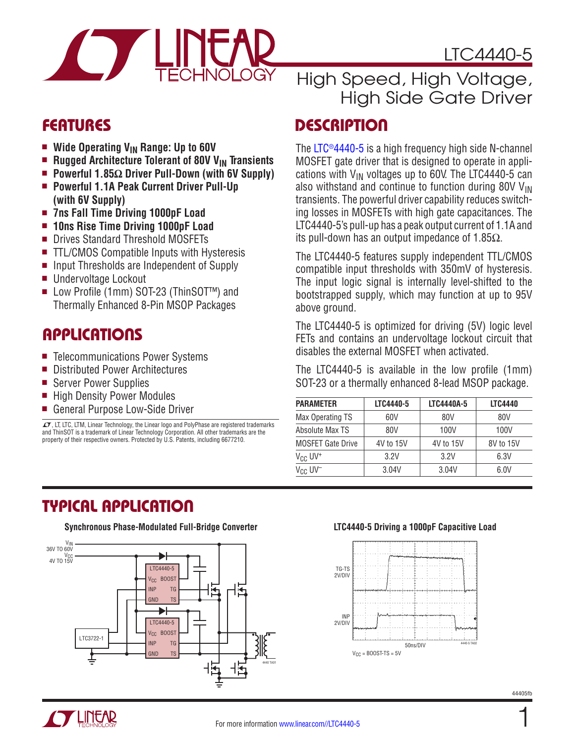# LTC4440-5

## High Speed, High Voltage, High Side Gate Driver

## FEATURES

- **Wide Operating $V_{IN}$ Range: Up to 60V**
- **Rugged Architecture Tolerant of 80V $V_{IN}$ Transients**
- **Powerful 1.85Ω Driver Pull-Down (with 6V Supply)**
- **Powerful 1.1A Peak Current Driver Pull-Up (with 6V Supply)**
- **7ns Fall Time Driving 1000pF Load**
- **10ns Rise Time Driving 1000pF Load**
- Drives Standard Threshold MOSFETs
- TTL/CMOS Compatible Inputs with Hysteresis
- Input Thresholds are Independent of Supply
- Undervoltage Lockout
- Low Profile (1mm) SOT-23 (ThinSOT™) and Thermally Enhanced 8-Pin MSOP Packages

## APPLICATIONS

- Telecommunications Power Systems
- Distributed Power Architectures
- Server Power Supplies
- High Density Power Modules
- General Purpose Low-Side Driver

LT, LTC, LTM, Linear Technology, the Linear logo and PolyPhase are registered trademarks and ThinSOT is a trademark of Linear Technology Corporation. All other trademarks are the property of their respective owners. Protected by U.S. Patents, including 6677210.

## DESCRIPTION

The LTC®4440-5 is a high frequency high side N-channel MOSFET gate driver that is designed to operate in applications with $V_{IN}$ voltages up to 60V. The LTC4440-5 can also withstand and continue to function during 80V $V_{IN}$ transients. The powerful driver capability reduces switching losses in MOSFETs with high gate capacitances. The LTC4440-5's pull-up has a peak output current of 1.1A and its pull-down has an output impedance of 1.85Ω.

The LTC4440-5 features supply independent TTL/CMOS compatible input thresholds with 350mV of hysteresis. The input logic signal is internally level-shifted to the bootstrapped supply, which may function at up to 95V above ground.

The LTC4440-5 is optimized for driving (5V) logic level FETs and contains an undervoltage lockout circuit that disables the external MOSFET when activated.

The LTC4440-5 is available in the low profile (1mm) SOT-23 or a thermally enhanced 8-lead MSOP package.

| PARAMETER | LTC4440-5 | LTC4440A-5 | LTC4440 |
|---|---|---|---|
| Max Operating TS | 60V | 80V | 80V |
| Absolute Max TS | 80V | 100V | 100V |
| MOSFET Gate Drive | 4V to 15V | 4V to 15V | 8V to 15V |
| $V_{CC}$ $UV^+$ | 3.2V | 3.2V | 6.3V |
| $V_{CC}$ $UV^-$ | 3.04V | 3.04V | 6.0V |

## TYPICAL APPLICATION

**Synchronous Phase-Modulated Full-Bridge Converter**

**LTC4440-5 Driving a 1000pF Capacitive Load**

$V_{CC}$ = BOOST-TS = 5V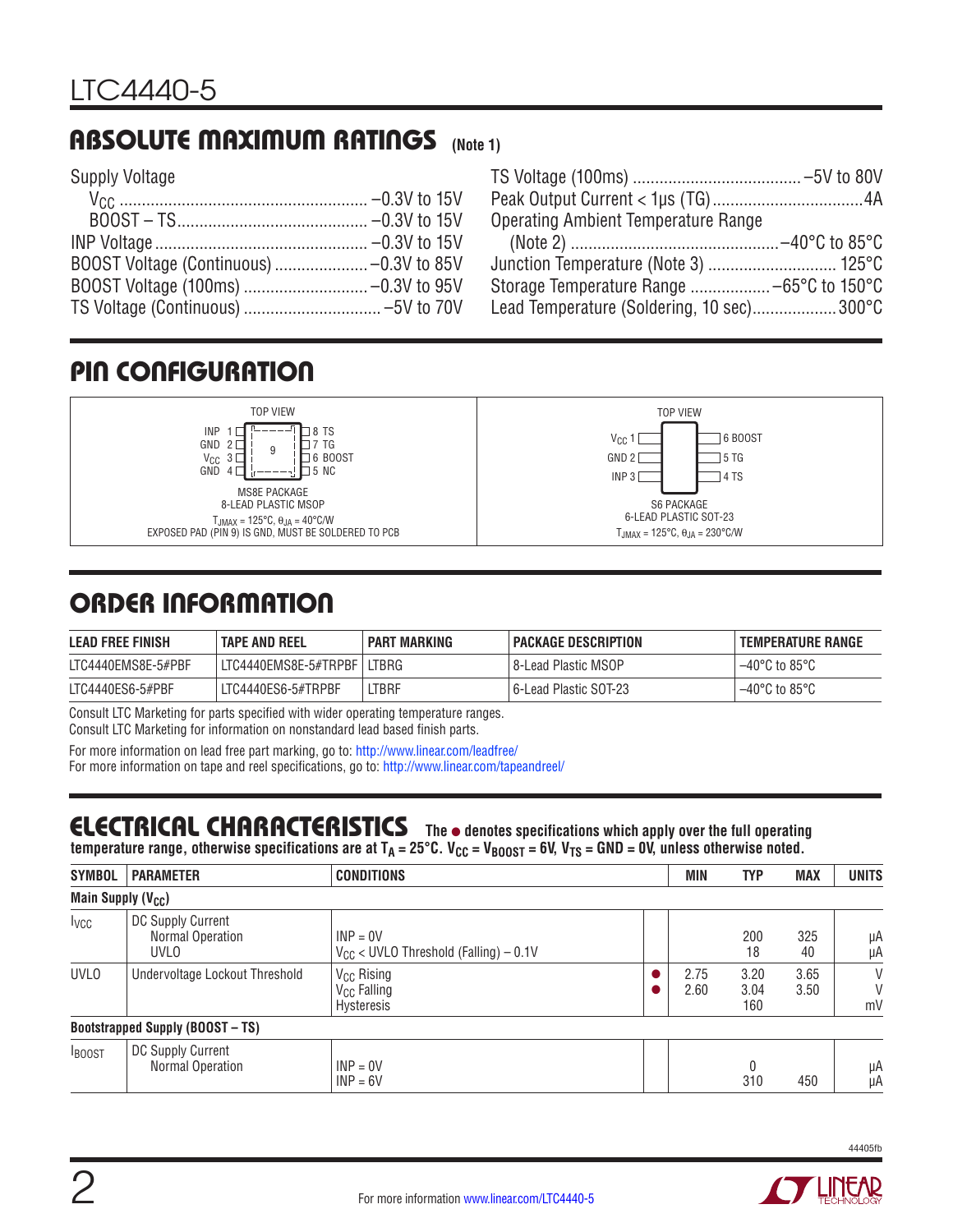## ABSOLUTE MAXIMUM RATINGS (Note 1)

Supply Voltage

$V_{CC}$ .......................................................... –0.3V to 15V
BOOST – TS.............................................. –0.3V to 15V
INP Voltage .................................................. –0.3V to 15V
BOOST Voltage (Continuous) ...................... –0.3V to 85V
BOOST Voltage (100ms) ............................ –0.3V to 95V
TS Voltage (Continuous) .............................. –5V to 70V
TS Voltage (100ms) ...................................... –5V to 80V
Peak Output Current < 1µs (TG) ..................................4A
Operating Ambient Temperature Range
(Note 2) ............................................... –40°C to 85°C
Junction Temperature (Note 3) ............................. 125°C
Storage Temperature Range .................. –65°C to 150°C
Lead Temperature (Soldering, 10 sec)...................300°C

## PIN CONFIGURATION

TOP VIEW

INP 1, GND 2, $V_{CC}$ 3, GND 4, 9 (exposed pad), 8 TS, 7 TG, 6 BOOST, 5 NC

MS8E PACKAGE
8-LEAD PLASTIC MSOP
$T_{JMAX}$ = 125°C, $\theta_{JA}$ = 40°C/W
EXPOSED PAD (PIN 9) IS GND, MUST BE SOLDERED TO PCB

TOP VIEW

$V_{CC}$ 1, GND 2, INP 3, 6 BOOST, 5 TG, 4 TS

S6 PACKAGE
6-LEAD PLASTIC SOT-23
$T_{JMAX}$ = 125°C, $\theta_{JA}$ = 230°C/W

## ORDER INFORMATION

| LEAD FREE FINISH | TAPE AND REEL | PART MARKING | PACKAGE DESCRIPTION | TEMPERATURE RANGE |
|---|---|---|---|---|
| LTC4440EMS8E-5#PBF | LTC4440EMS8E-5#TRPBF | LTBRG | 8-Lead Plastic MSOP | –40°C to 85°C |
| LTC4440ES6-5#PBF | LTC4440ES6-5#TRPBF | LTBRF | 6-Lead Plastic SOT-23 | –40°C to 85°C |

Consult LTC Marketing for parts specified with wider operating temperature ranges.
Consult LTC Marketing for information on nonstandard lead based finish parts.

For more information on lead free part marking, go to: http://www.linear.com/leadfree/
For more information on tape and reel specifications, go to: http://www.linear.com/tapeandreel/

## ELECTRICAL CHARACTERISTICS

**The ● denotes specifications which apply over the full operating temperature range, otherwise specifications are at $T_A$ = 25°C. $V_{CC}$ = $V_{BOOST}$ = 6V, $V_{TS}$ = GND = 0V, unless otherwise noted.**

| SYMBOL | PARAMETER | CONDITIONS | | MIN | TYP | MAX | UNITS |
|---|---|---|---|---|---|---|---|
| **Main Supply ($V_{CC}$)** | | | | | | | |
| $I_{VCC}$ | DC Supply Current<br>Normal Operation<br>UVLO | <br>INP = 0V<br>$V_{CC}$ < UVLO Threshold (Falling) – 0.1V | | | <br>200<br>18 | <br>325<br>40 | <br>µA<br>µA |
| UVLO | Undervoltage Lockout Threshold | $V_{CC}$ Rising<br>$V_{CC}$ Falling<br>Hysteresis | ●<br>● | 2.75<br>2.60 | 3.20<br>3.04<br>160 | 3.65<br>3.50 | V<br>V<br>mV |
| **Bootstrapped Supply (BOOST – TS)** | | | | | | | |
| $I_{BOOST}$ | DC Supply Current<br>Normal Operation | <br>INP = 0V<br>INP = 6V | | | <br>0<br>310 | <br><br>450 | <br>µA<br>µA |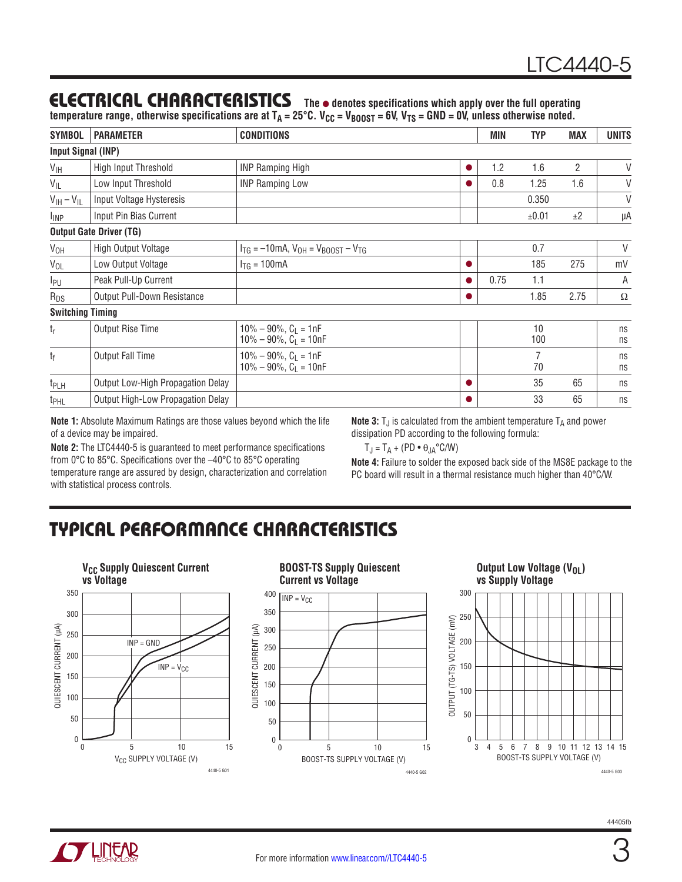## ELECTRICAL CHARACTERISTICS

**The ● denotes specifications which apply over the full operating temperature range, otherwise specifications are at $T_A = 25°C$. $V_{CC} = V_{BOOST} = 6V$, $V_{TS} = GND = 0V$, unless otherwise noted.**

| SYMBOL | PARAMETER | CONDITIONS | | MIN | TYP | MAX | UNITS |
|---|---|---|---|---|---|---|---|
| **Input Signal (INP)** | | | | | | | |
| $V_{IH}$ | High Input Threshold | INP Ramping High | ● | 1.2 | 1.6 | 2 | V |
| $V_{IL}$ | Low Input Threshold | INP Ramping Low | ● | 0.8 | 1.25 | 1.6 | V |
| $V_{IH} – V_{IL}$ | Input Voltage Hysteresis | | | | 0.350 | | V |
| $I_{INP}$ | Input Pin Bias Current | | | | ±0.01 | ±2 | µA |
| **Output Gate Driver (TG)** | | | | | | | |
| $V_{OH}$ | High Output Voltage | $I_{TG} = –10mA$, $V_{OH} = V_{BOOST} – V_{TG}$ | | | 0.7 | | V |
| $V_{OL}$ | Low Output Voltage | $I_{TG} = 100mA$ | ● | | 185 | 275 | mV |
| $I_{PU}$ | Peak Pull-Up Current | | ● | 0.75 | 1.1 | | A |
| $R_{DS}$ | Output Pull-Down Resistance | | ● | | 1.85 | 2.75 | Ω |
| **Switching Timing** | | | | | | | |
| $t_r$ | Output Rise Time | 10% – 90%, $C_L = 1nF$<br>10% – 90%, $C_L = 10nF$ | | | 10<br>100 | | ns<br>ns |
| $t_f$ | Output Fall Time | 10% – 90%, $C_L = 1nF$<br>10% – 90%, $C_L = 10nF$ | | | 7<br>70 | | ns<br>ns |
| $t_{PLH}$ | Output Low-High Propagation Delay | | ● | | 35 | 65 | ns |
| $t_{PHL}$ | Output High-Low Propagation Delay | | ● | | 33 | 65 | ns |

**Note 1:** Absolute Maximum Ratings are those values beyond which the life of a device may be impaired.

**Note 2:** The LTC4440-5 is guaranteed to meet performance specifications from 0°C to 85°C. Specifications over the –40°C to 85°C operating temperature range are assured by design, characterization and correlation with statistical process controls.

**Note 3:** $T_J$ is calculated from the ambient temperature $T_A$ and power dissipation PD according to the following formula:

$T_J = T_A + (PD \cdot \theta_{JA}°C/W)$

**Note 4:** Failure to solder the exposed back side of the MS8E package to the PC board will result in a thermal resistance much higher than 40°C/W.

## TYPICAL PERFORMANCE CHARACTERISTICS

**$V_{CC}$ Supply Quiescent Current vs Voltage**

**BOOST-TS Supply Quiescent Current vs Voltage**

**Output Low Voltage ($V_{OL}$) vs Supply Voltage**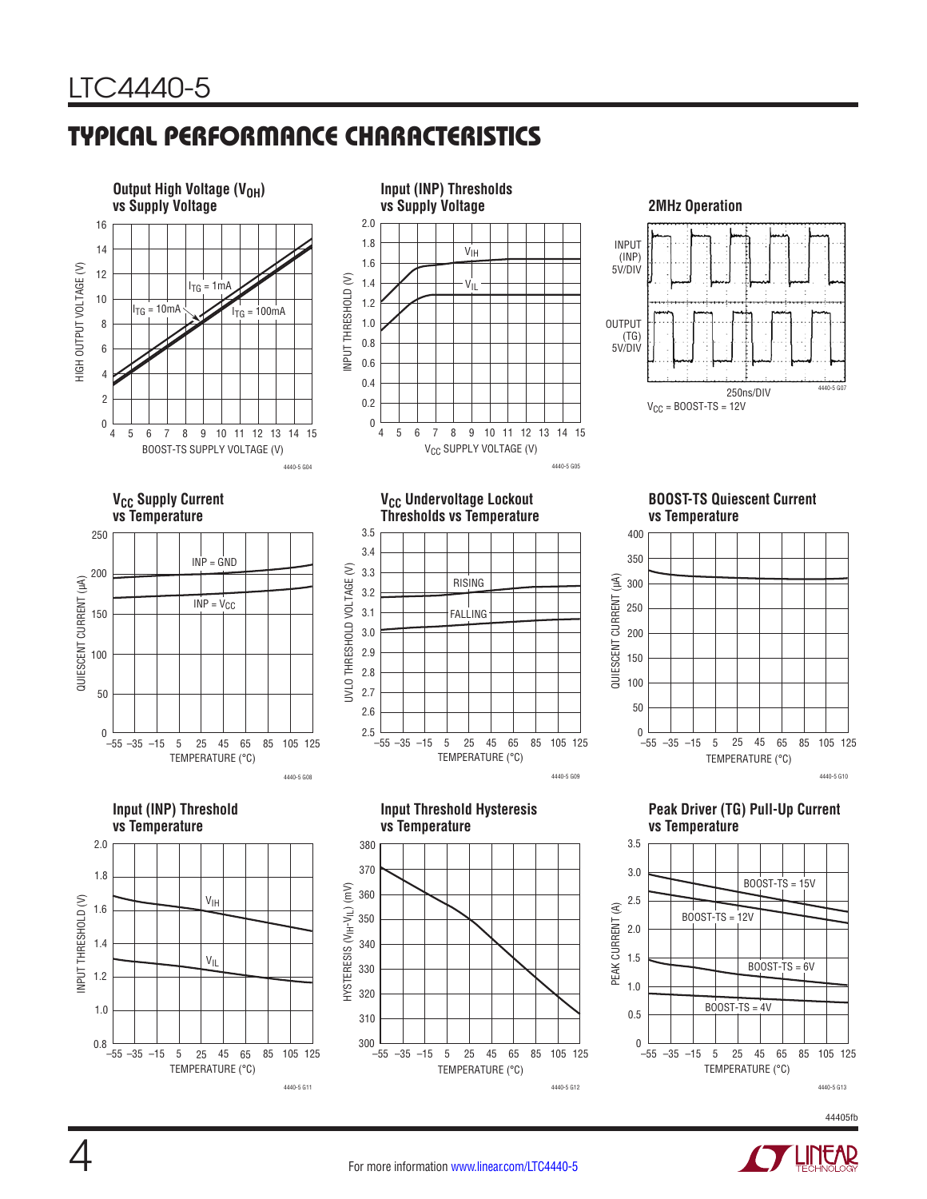## TYPICAL PERFORMANCE CHARACTERISTICS

**Output High Voltage ($V_{OH}$) vs Supply Voltage**

**Input (INP) Thresholds vs Supply Voltage**

**2MHz Operation**

$V_{CC}$ = BOOST-TS = 12V

**$V_{CC}$ Supply Current vs Temperature**

**$V_{CC}$ Undervoltage Lockout Thresholds vs Temperature**

**BOOST-TS Quiescent Current vs Temperature**

**Input (INP) Threshold vs Temperature**

**Input Threshold Hysteresis vs Temperature**

**Peak Driver (TG) Pull-Up Current vs Temperature**

44405fb

For more information www.linear.com/LTC4440-5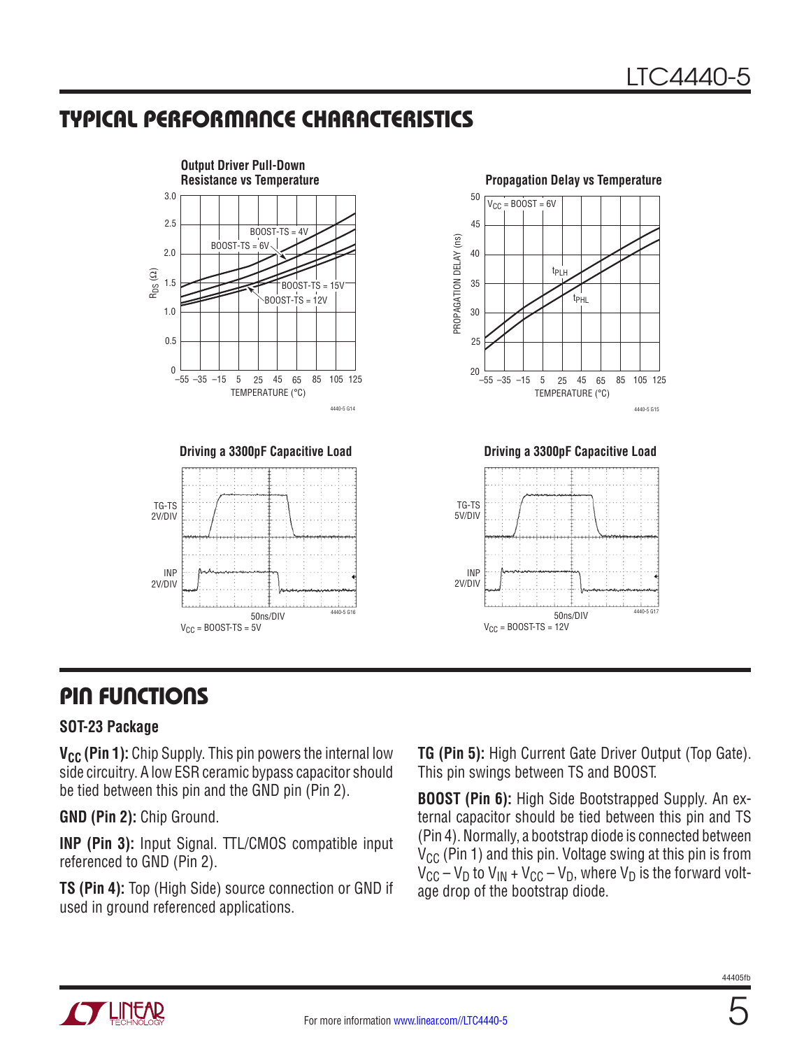## TYPICAL PERFORMANCE CHARACTERISTICS

**Output Driver Pull-Down Resistance vs Temperature**

**Propagation Delay vs Temperature**

**Driving a 3300pF Capacitive Load**

$V_{CC}$ = BOOST-TS = 5V

**Driving a 3300pF Capacitive Load**

$V_{CC}$ = BOOST-TS = 12V

## PIN FUNCTIONS

### SOT-23 Package

**$V_{CC}$ (Pin 1):** Chip Supply. This pin powers the internal low side circuitry. A low ESR ceramic bypass capacitor should be tied between this pin and the GND pin (Pin 2).

**GND (Pin 2):** Chip Ground.

**INP (Pin 3):** Input Signal. TTL/CMOS compatible input referenced to GND (Pin 2).

**TS (Pin 4):** Top (High Side) source connection or GND if used in ground referenced applications.

**TG (Pin 5):** High Current Gate Driver Output (Top Gate). This pin swings between TS and BOOST.

**BOOST (Pin 6):** High Side Bootstrapped Supply. An external capacitor should be tied between this pin and TS (Pin 4). Normally, a bootstrap diode is connected between $V_{CC}$ (Pin 1) and this pin. Voltage swing at this pin is from $V_{CC} – V_D$ to $V_{IN} + V_{CC} – V_D$, where $V_D$ is the forward voltage drop of the bootstrap diode.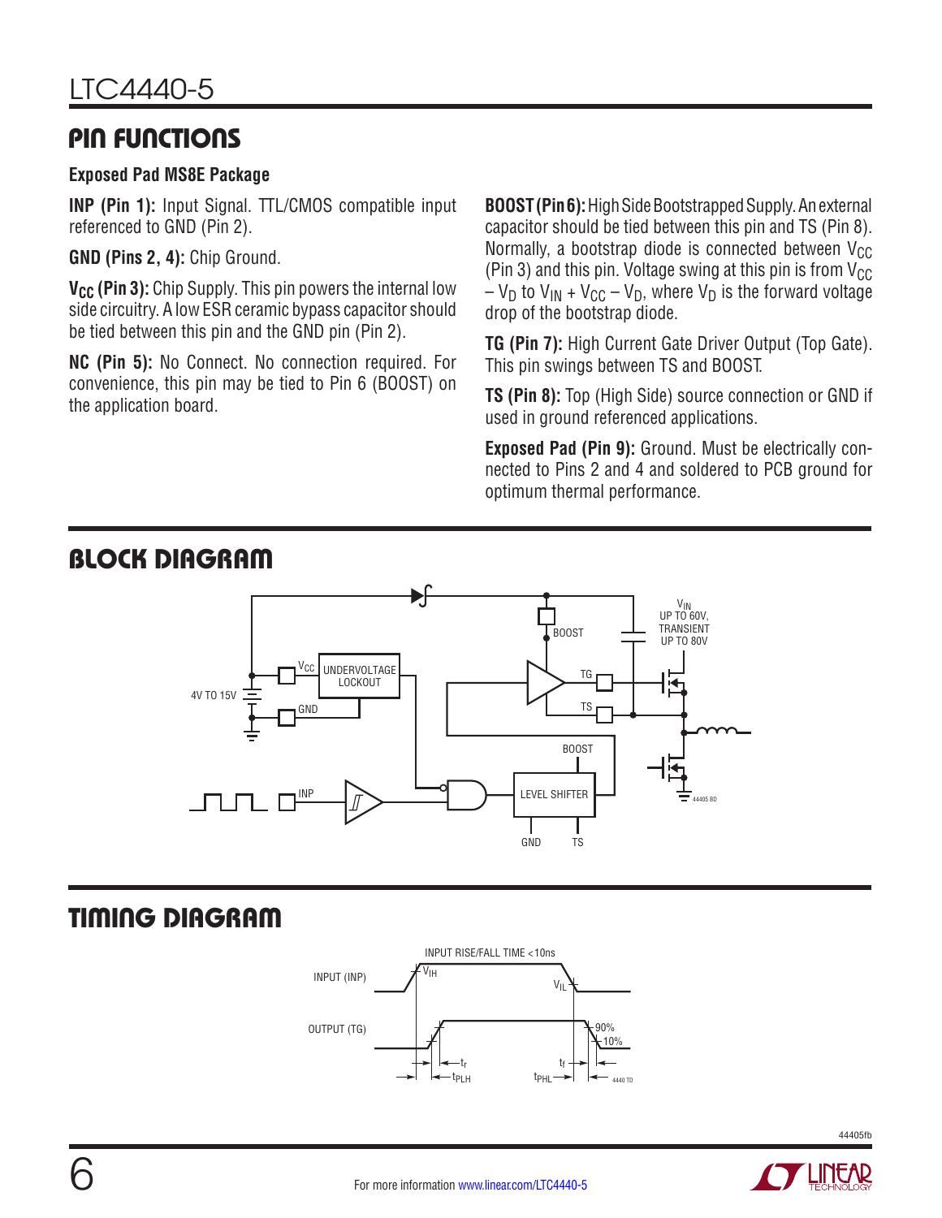## PIN FUNCTIONS

**Exposed Pad MS8E Package**

**INP (Pin 1):** Input Signal. TTL/CMOS compatible input referenced to GND (Pin 2).

**GND (Pins 2, 4):** Chip Ground.

**$V_{CC}$ (Pin 3):** Chip Supply. This pin powers the internal low side circuitry. A low ESR ceramic bypass capacitor should be tied between this pin and the GND pin (Pin 2).

**NC (Pin 5):** No Connect. No connection required. For convenience, this pin may be tied to Pin 6 (BOOST) on the application board.

**BOOST (Pin 6):** High Side Bootstrapped Supply. An external capacitor should be tied between this pin and TS (Pin 8). Normally, a bootstrap diode is connected between $V_{CC}$ (Pin 3) and this pin. Voltage swing at this pin is from $V_{CC} – V_D$ to $V_{IN} + V_{CC} – V_D$, where $V_D$ is the forward voltage drop of the bootstrap diode.

**TG (Pin 7):** High Current Gate Driver Output (Top Gate). This pin swings between TS and BOOST.

**TS (Pin 8):** Top (High Side) source connection or GND if used in ground referenced applications.

**Exposed Pad (Pin 9):** Ground. Must be electrically connected to Pins 2 and 4 and soldered to PCB ground for optimum thermal performance.

## BLOCK DIAGRAM

## TIMING DIAGRAM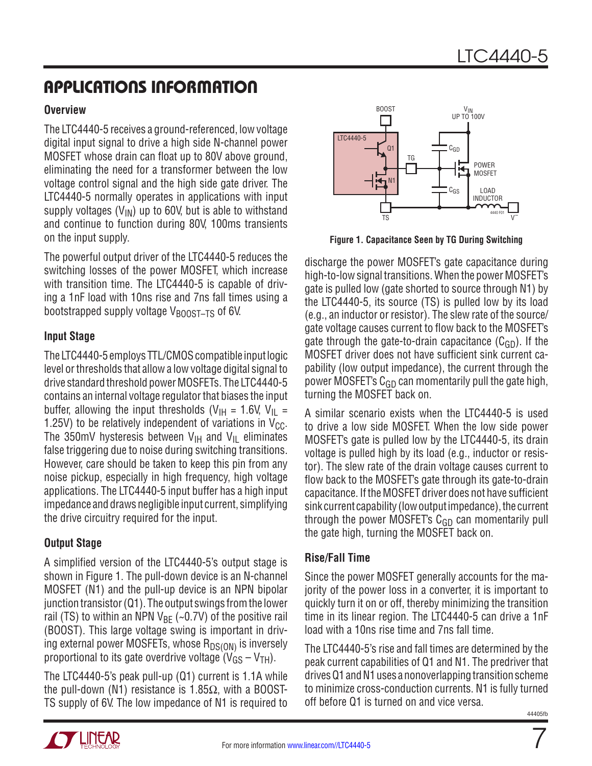# APPLICATIONS INFORMATION

### Overview

The LTC4440-5 receives a ground-referenced, low voltage digital input signal to drive a high side N-channel power MOSFET whose drain can float up to 80V above ground, eliminating the need for a transformer between the low voltage control signal and the high side gate driver. The LTC4440-5 normally operates in applications with input supply voltages ($V_{IN}$) up to 60V, but is able to withstand and continue to function during 80V, 100ms transients on the input supply.

The powerful output driver of the LTC4440-5 reduces the switching losses of the power MOSFET, which increase with transition time. The LTC4440-5 is capable of driving a 1nF load with 10ns rise and 7ns fall times using a bootstrapped supply voltage $V_{BOOST-TS}$ of 6V.

### Input Stage

The LTC4440-5 employs TTL/CMOS compatible input logic level or thresholds that allow a low voltage digital signal to drive standard threshold power MOSFETs. The LTC4440-5 contains an internal voltage regulator that biases the input buffer, allowing the input thresholds ($V_{IH}$ = 1.6V, $V_{IL}$ = 1.25V) to be relatively independent of variations in $V_{CC}$. The 350mV hysteresis between $V_{IH}$ and $V_{IL}$ eliminates false triggering due to noise during switching transitions. However, care should be taken to keep this pin from any noise pickup, especially in high frequency, high voltage applications. The LTC4440-5 input buffer has a high input impedance and draws negligible input current, simplifying the drive circuitry required for the input.

### Output Stage

A simplified version of the LTC4440-5's output stage is shown in Figure 1. The pull-down device is an N-channel MOSFET (N1) and the pull-up device is an NPN bipolar junction transistor (Q1). The output swings from the lower rail (TS) to within an NPN $V_{BE}$ (~0.7V) of the positive rail (BOOST). This large voltage swing is important in driving external power MOSFETs, whose $R_{DS(ON)}$ is inversely proportional to its gate overdrive voltage ($V_{GS} - V_{TH}$).

The LTC4440-5's peak pull-up (Q1) current is 1.1A while the pull-down (N1) resistance is 1.85Ω, with a BOOST-TS supply of 6V. The low impedance of N1 is required to discharge the power MOSFET's gate capacitance during high-to-low signal transitions. When the power MOSFET's gate is pulled low (gate shorted to source through N1) by the LTC4440-5, its source (TS) is pulled low by its load (e.g., an inductor or resistor). The slew rate of the source/gate voltage causes current to flow back to the MOSFET's gate through the gate-to-drain capacitance ($C_{GD}$). If the MOSFET driver does not have sufficient sink current capability (low output impedance), the current through the power MOSFET's $C_{GD}$ can momentarily pull the gate high, turning the MOSFET back on.

**Figure 1. Capacitance Seen by TG During Switching**

A similar scenario exists when the LTC4440-5 is used to drive a low side MOSFET. When the low side power MOSFET's gate is pulled low by the LTC4440-5, its drain voltage is pulled high by its load (e.g., inductor or resistor). The slew rate of the drain voltage causes current to flow back to the MOSFET's gate through its gate-to-drain capacitance. If the MOSFET driver does not have sufficient sink current capability (low output impedance), the current through the power MOSFET's $C_{GD}$ can momentarily pull the gate high, turning the MOSFET back on.

### Rise/Fall Time

Since the power MOSFET generally accounts for the majority of the power loss in a converter, it is important to quickly turn it on or off, thereby minimizing the transition time in its linear region. The LTC4440-5 can drive a 1nF load with a 10ns rise time and 7ns fall time.

The LTC4440-5's rise and fall times are determined by the peak current capabilities of Q1 and N1. The predriver that drives Q1 and N1 uses a nonoverlapping transition scheme to minimize cross-conduction currents. N1 is fully turned off before Q1 is turned on and vice versa.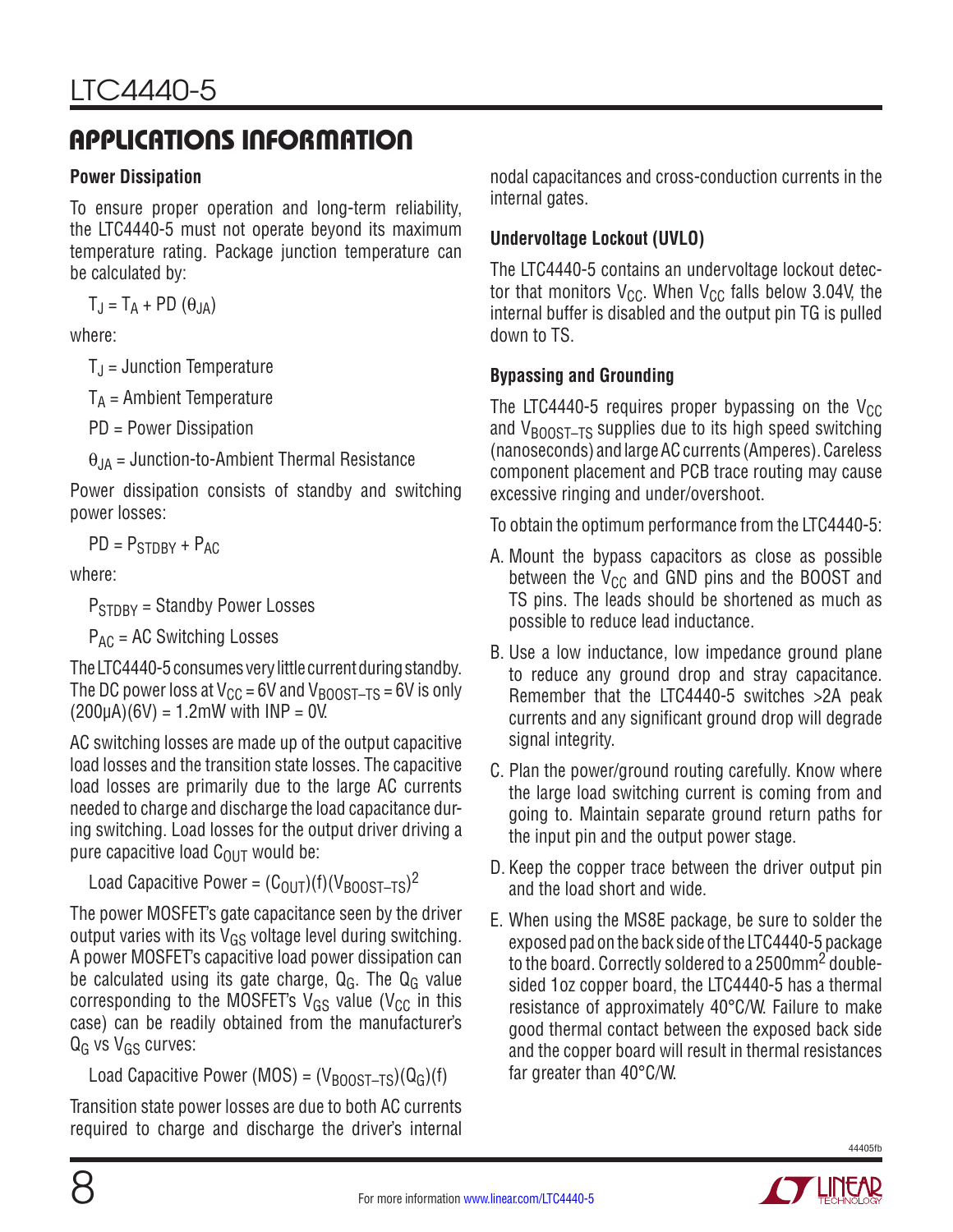## APPLICATIONS INFORMATION

### Power Dissipation

To ensure proper operation and long-term reliability, the LTC4440-5 must not operate beyond its maximum temperature rating. Package junction temperature can be calculated by:

$$T_J = T_A + PD (\theta_{JA})$$

where:

$T_J$ = Junction Temperature

$T_A$ = Ambient Temperature

PD = Power Dissipation

$\theta_{JA}$ = Junction-to-Ambient Thermal Resistance

Power dissipation consists of standby and switching power losses:

$$PD = P_{STDBY} + P_{AC}$$

where:

$P_{STDBY}$ = Standby Power Losses

$P_{AC}$ = AC Switching Losses

The LTC4440-5 consumes very little current during standby. The DC power loss at $V_{CC}$ = 6V and $V_{BOOST-TS}$ = 6V is only (200µA)(6V) = 1.2mW with INP = 0V.

AC switching losses are made up of the output capacitive load losses and the transition state losses. The capacitive load losses are primarily due to the large AC currents needed to charge and discharge the load capacitance during switching. Load losses for the output driver driving a pure capacitive load $C_{OUT}$ would be:

$$\text{Load Capacitive Power} = (C_{OUT})(f)(V_{BOOST-TS})^2$$

The power MOSFET's gate capacitance seen by the driver output varies with its $V_{GS}$ voltage level during switching. A power MOSFET's capacitive load power dissipation can be calculated using its gate charge, $Q_G$. The $Q_G$ value corresponding to the MOSFET's $V_{GS}$ value ($V_{CC}$ in this case) can be readily obtained from the manufacturer's $Q_G$ vs $V_{GS}$ curves:

$$\text{Load Capacitive Power (MOS)} = (V_{BOOST-TS})(Q_G)(f)$$

Transition state power losses are due to both AC currents required to charge and discharge the driver's internal nodal capacitances and cross-conduction currents in the internal gates.

### Undervoltage Lockout (UVLO)

The LTC4440-5 contains an undervoltage lockout detector that monitors $V_{CC}$. When $V_{CC}$ falls below 3.04V, the internal buffer is disabled and the output pin TG is pulled down to TS.

### Bypassing and Grounding

The LTC4440-5 requires proper bypassing on the $V_{CC}$ and $V_{BOOST-TS}$ supplies due to its high speed switching (nanoseconds) and large AC currents (Amperes). Careless component placement and PCB trace routing may cause excessive ringing and under/overshoot.

To obtain the optimum performance from the LTC4440-5:

A. Mount the bypass capacitors as close as possible between the $V_{CC}$ and GND pins and the BOOST and TS pins. The leads should be shortened as much as possible to reduce lead inductance.

B. Use a low inductance, low impedance ground plane to reduce any ground drop and stray capacitance. Remember that the LTC4440-5 switches >2A peak currents and any significant ground drop will degrade signal integrity.

C. Plan the power/ground routing carefully. Know where the large load switching current is coming from and going to. Maintain separate ground return paths for the input pin and the output power stage.

D. Keep the copper trace between the driver output pin and the load short and wide.

E. When using the MS8E package, be sure to solder the exposed pad on the back side of the LTC4440-5 package to the board. Correctly soldered to a 2500mm² double-sided 1oz copper board, the LTC4440-5 has a thermal resistance of approximately 40°C/W. Failure to make good thermal contact between the exposed back side and the copper board will result in thermal resistances far greater than 40°C/W.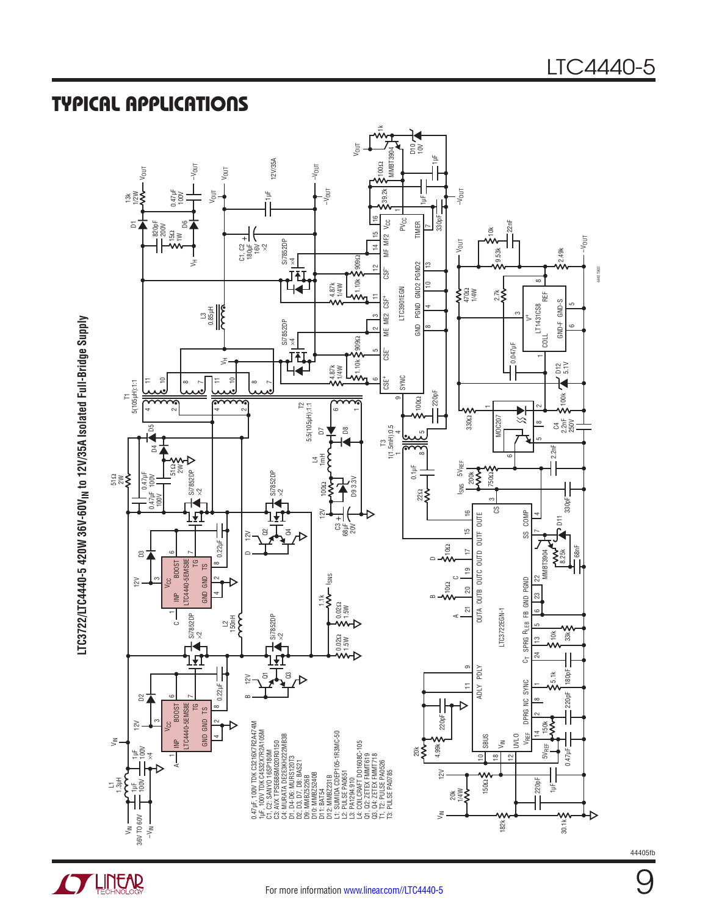## TYPICAL APPLICATIONS

**LTC3722/LTC4440-5 420W 36V-60V$_{IN}$ to 12V/35A Isolated Full-Bridge Supply**

0.47µF, 100V TDK C3216X7R2A474M
1µF, 100V TDK C4532X7R2A105M
C1, C2: SANYO 16SP180M
C3: AVX TPSE686M020R0150
C4: MURATA DE2E3KH222MB3B
D1, D4-D6: MURS120T3
D2, D3, D7, D8: BAS21
D9: MMBZ5226B
D10: MMBZ5240B
D11: BAT54
D12: MMBZ2231B
L1: SUMIDA CDEP105-1R3MC-50
L2: PULSE PA0651
L3: PA1294.910
L4: COILCRAFT DO1608C-105
Q1, Q2: ZETEX FMMT619
Q3, Q4: ZETEX FMMT718
T1, T2: PULSE PA0526
T3: PULSE PA0785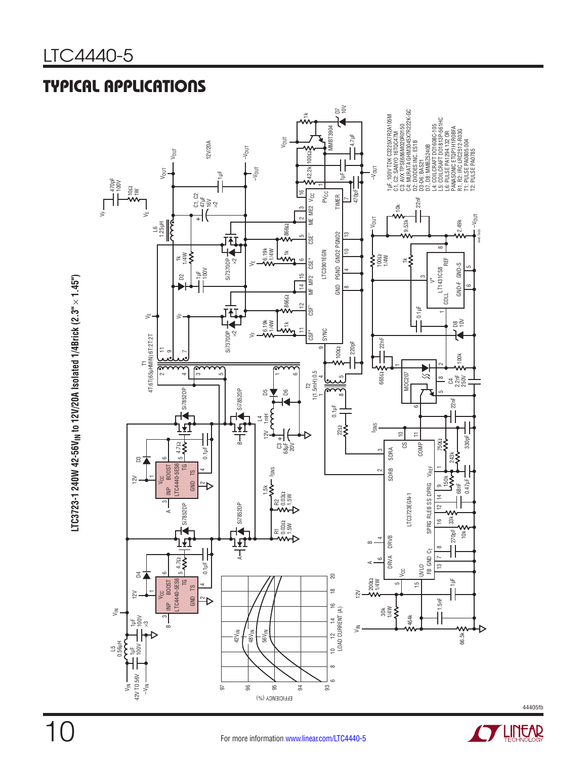## TYPICAL APPLICATIONS

**LTC3723-1 240W 42-56V$_{IN}$ to 12V/20A Isolated 1/4Brick (2.3" × 1.45")**

1µF: 100V TDK C3225X7R2A105M
C1, C2: SANYO 16TQC47M
C3: AVX TPSE686M020R0150
C4: MURATA GHM3045X7R222K-GC
D2: DIODES INC. ES1B
D3-D6: BAS21
D7, D8: MMBZ5240B
L4: COILCRAFT DO1608C-105
L5: COILCRAFT DO1813P-561HC
L6: PULSE PA1294.132 OR PANASONIC ETQP1H1R0BFA
R1, R2: IRC LRC2512-R03G
T1: PULSE PA0805.004
T2: PULSE PA0785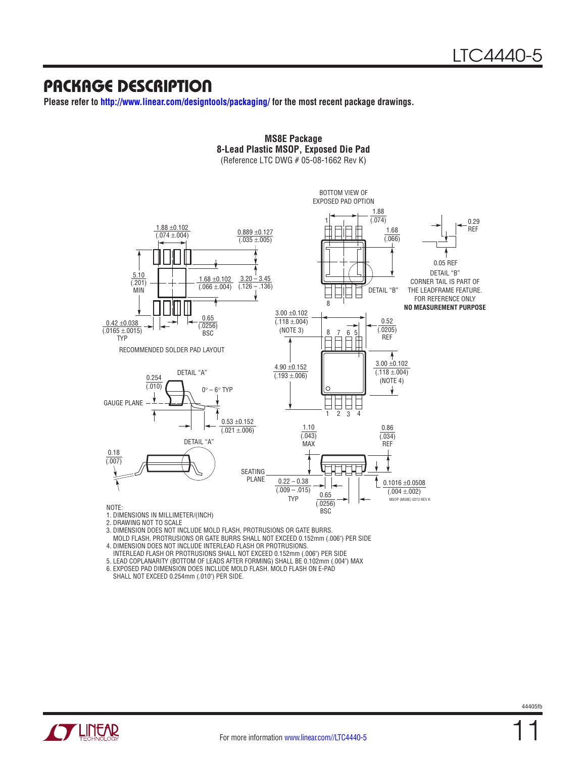## PACKAGE DESCRIPTION

**Please refer to http://www.linear.com/designtools/packaging/ for the most recent package drawings.**

**MS8E Package**
**8-Lead Plastic MSOP, Exposed Die Pad**
(Reference LTC DWG # 05-08-1662 Rev K)

BOTTOM VIEW OF EXPOSED PAD OPTION

1.88 ±0.102 (.074 ±.004)

0.889 ±0.127 (.035 ±.005)

1.88 (.074)

1.68 (.066)

0.29 REF

0.05 REF

DETAIL "B" CORNER TAIL IS PART OF THE LEADFRAME FEATURE. FOR REFERENCE ONLY **NO MEASUREMENT PURPOSE**

5.10 (.201) MIN

1.68 ±0.102 (.066 ±.004)

3.20 – 3.45 (.126 – .136)

DETAIL "B"

0.42 ±0.038 (.0165 ±.0015) TYP

0.65 (.0256) BSC

RECOMMENDED SOLDER PAD LAYOUT

3.00 ±0.102 (.118 ±.004) (NOTE 3)

0.52 (.0205) REF

4.90 ±0.152 (.193 ±.006)

3.00 ±0.102 (.118 ±.004) (NOTE 4)

DETAIL "A"

0.254 (.010)

0° – 6° TYP

GAUGE PLANE

0.53 ±0.152 (.021 ±.006)

DETAIL "A"

0.18 (.007)

1.10 (.043) MAX

0.86 (.034) REF

SEATING PLANE

0.22 – 0.38 (.009 – .015) TYP

0.65 (.0256) BSC

0.1016 ±0.0508 (.004 ±.002)

MSOP (MS8E) 0213 REV K

NOTE:
1. DIMENSIONS IN MILLIMETER/(INCH)
2. DRAWING NOT TO SCALE
3. DIMENSION DOES NOT INCLUDE MOLD FLASH, PROTRUSIONS OR GATE BURRS. MOLD FLASH, PROTRUSIONS OR GATE BURRS SHALL NOT EXCEED 0.152mm (.006") PER SIDE
4. DIMENSION DOES NOT INCLUDE INTERLEAD FLASH OR PROTRUSIONS. INTERLEAD FLASH OR PROTRUSIONS SHALL NOT EXCEED 0.152mm (.006") PER SIDE
5. LEAD COPLANARITY (BOTTOM OF LEADS AFTER FORMING) SHALL BE 0.102mm (.004") MAX
6. EXPOSED PAD DIMENSION DOES INCLUDE MOLD FLASH. MOLD FLASH ON E-PAD SHALL NOT EXCEED 0.254mm (.010") PER SIDE.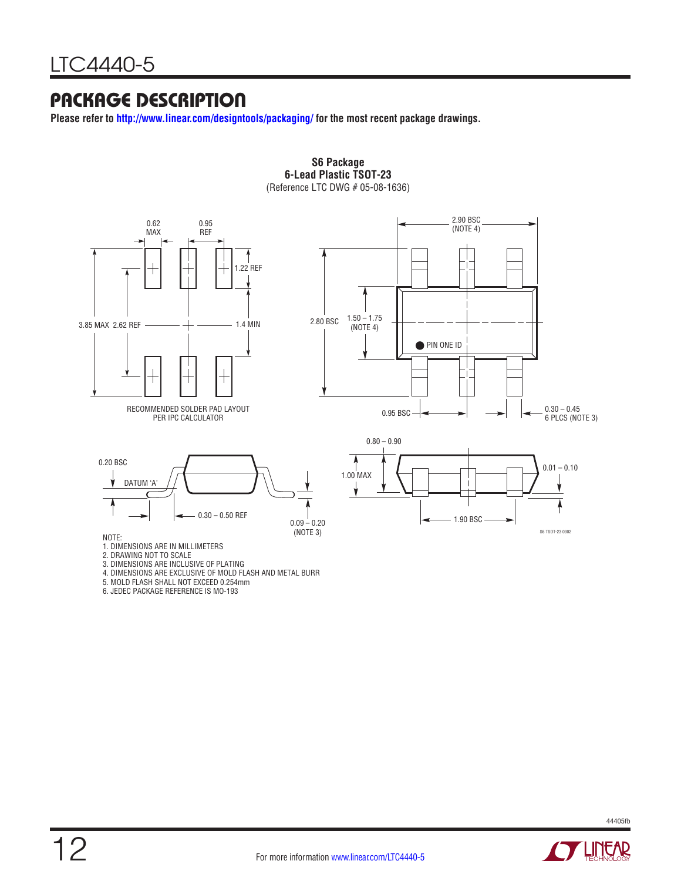## PACKAGE DESCRIPTION

**Please refer to http://www.linear.com/designtools/packaging/ for the most recent package drawings.**

**S6 Package**
**6-Lead Plastic TSOT-23**
(Reference LTC DWG # 05-08-1636)

0.62 MAX

0.95 REF

1.22 REF

3.85 MAX 2.62 REF

1.4 MIN

RECOMMENDED SOLDER PAD LAYOUT
PER IPC CALCULATOR

2.90 BSC
(NOTE 4)

2.80 BSC

1.50 – 1.75
(NOTE 4)

PIN ONE ID

0.95 BSC

0.30 – 0.45
6 PLCS (NOTE 3)

0.20 BSC

DATUM 'A'

0.30 – 0.50 REF

0.09 – 0.20
(NOTE 3)

0.80 – 0.90

1.00 MAX

0.01 – 0.10

1.90 BSC

S6 TSOT-23 0302

NOTE:
1. DIMENSIONS ARE IN MILLIMETERS
2. DRAWING NOT TO SCALE
3. DIMENSIONS ARE INCLUSIVE OF PLATING
4. DIMENSIONS ARE EXCLUSIVE OF MOLD FLASH AND METAL BURR
5. MOLD FLASH SHALL NOT EXCEED 0.254mm
6. JEDEC PACKAGE REFERENCE IS MO-193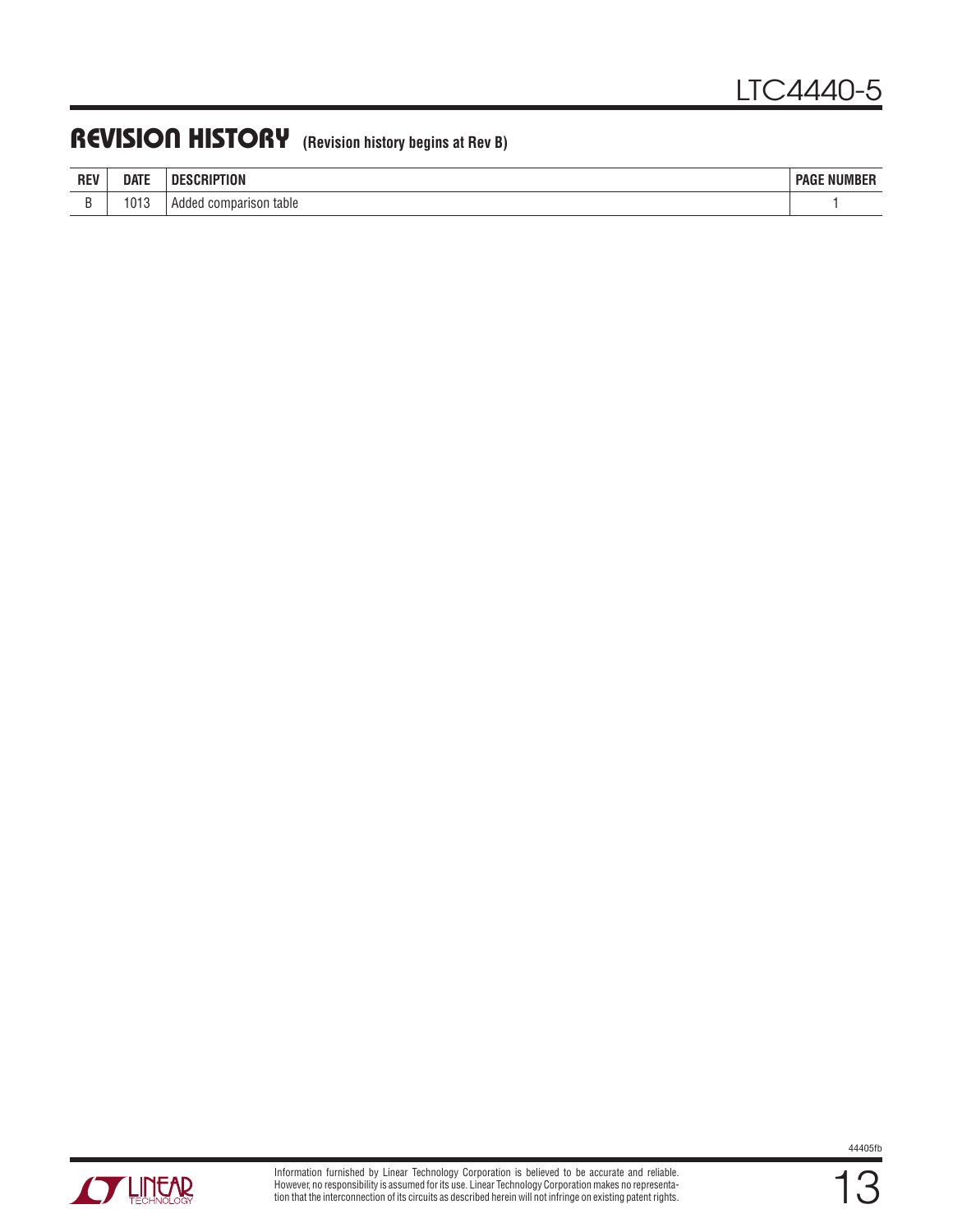## REVISION HISTORY (Revision history begins at Rev B)

| REV | DATE | DESCRIPTION | PAGE NUMBER |
|---|---|---|---|
| B | 1013 | Added comparison table | 1 |

Information furnished by Linear Technology Corporation is believed to be accurate and reliable. However, no responsibility is assumed for its use. Linear Technology Corporation makes no representation that the interconnection of its circuits as described herein will not infringe on existing patent rights.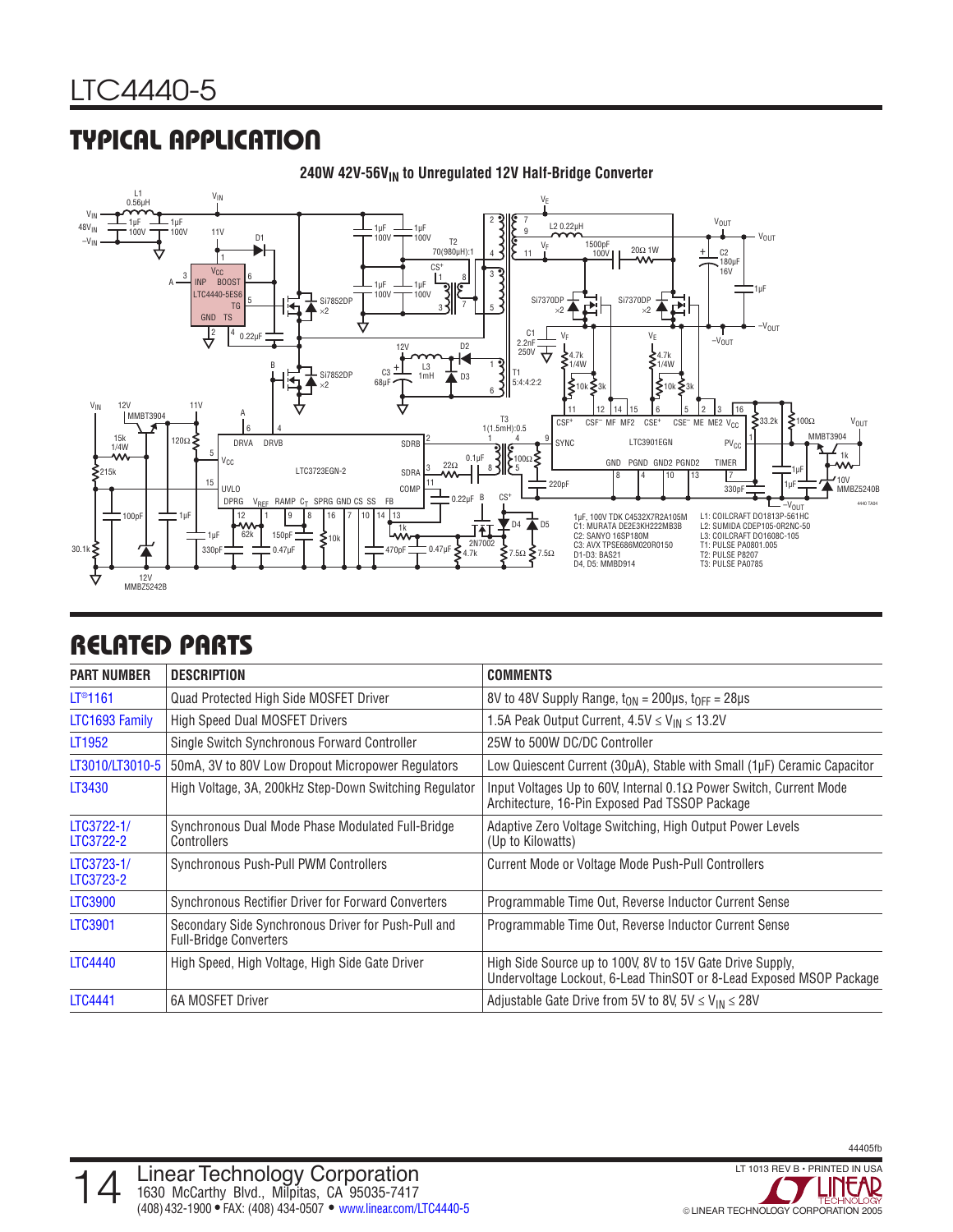## TYPICAL APPLICATION

**240W 42V-56V$_{IN}$ to Unregulated 12V Half-Bridge Converter**

1µF, 100V TDK C4532X7R2A105M
C1: MURATA DE2E3KH222MB3B
C2: SANYO 16SP180M
C3: AVX TPSE686M020R0150
D1-D3: BAS21
D4, D5: MMBD914

L1: COILCRAFT DO1813P-561HC
L2: SUMIDA CDEP105-0R2NC-50
L3: COILCRAFT DO1608C-105
T1: PULSE PA0801.005
T2: PULSE P8207
T3: PULSE PA0785

## RELATED PARTS

| PART NUMBER | DESCRIPTION | COMMENTS |
|---|---|---|
| LT®1161 | Quad Protected High Side MOSFET Driver | 8V to 48V Supply Range, $t_{ON}$ = 200µs, $t_{OFF}$ = 28µs |
| LTC1693 Family | High Speed Dual MOSFET Drivers | 1.5A Peak Output Current, 4.5V ≤ $V_{IN}$ ≤ 13.2V |
| LT1952 | Single Switch Synchronous Forward Controller | 25W to 500W DC/DC Controller |
| LT3010/LT3010-5 | 50mA, 3V to 80V Low Dropout Micropower Regulators | Low Quiescent Current (30µA), Stable with Small (1µF) Ceramic Capacitor |
| LT3430 | High Voltage, 3A, 200kHz Step-Down Switching Regulator | Input Voltages Up to 60V, Internal 0.1Ω Power Switch, Current Mode Architecture, 16-Pin Exposed Pad TSSOP Package |
| LTC3722-1/ LTC3722-2 | Synchronous Dual Mode Phase Modulated Full-Bridge Controllers | Adaptive Zero Voltage Switching, High Output Power Levels (Up to Kilowatts) |
| LTC3723-1/ LTC3723-2 | Synchronous Push-Pull PWM Controllers | Current Mode or Voltage Mode Push-Pull Controllers |
| LTC3900 | Synchronous Rectifier Driver for Forward Converters | Programmable Time Out, Reverse Inductor Current Sense |
| LTC3901 | Secondary Side Synchronous Driver for Push-Pull and Full-Bridge Converters | Programmable Time Out, Reverse Inductor Current Sense |
| LTC4440 | High Speed, High Voltage, High Side Gate Driver | High Side Source up to 100V, 8V to 15V Gate Drive Supply, Undervoltage Lockout, 6-Lead ThinSOT or 8-Lead Exposed MSOP Package |
| LTC4441 | 6A MOSFET Driver | Adjustable Gate Drive from 5V to 8V, 5V ≤ $V_{IN}$ ≤ 28V |

Linear Technology Corporation
1630 McCarthy Blvd., Milpitas, CA 95035-7417
(408) 432-1900 • FAX: (408) 434-0507 • www.linear.com/LTC4440-5